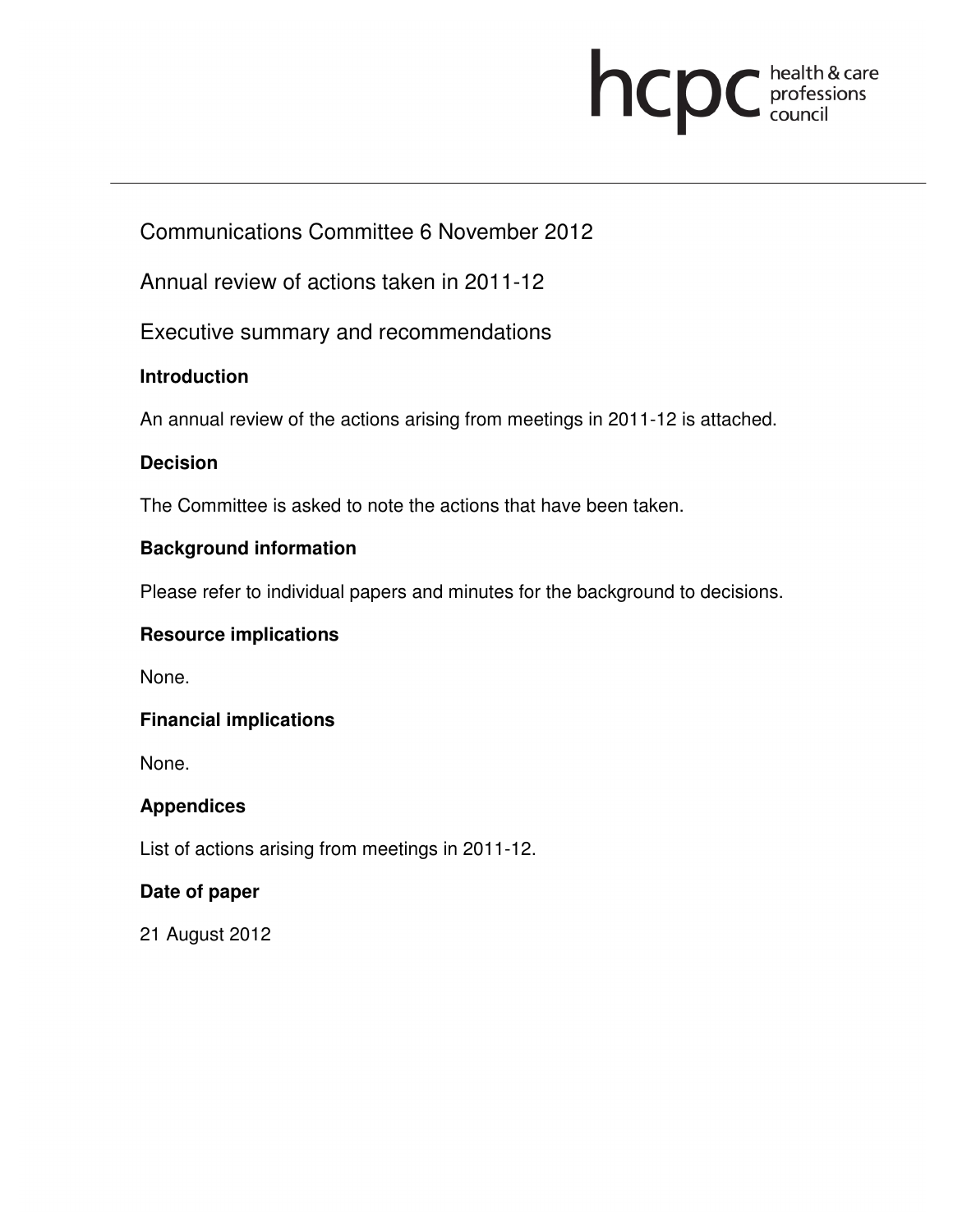hcpc health & care professions council

Communications Committee 6 November 2012

Annual review of actions taken in 2011-12

Executive summary and recommendations

### Introduction

An annual review of the actions arising from meetings in 2011-12 is attached.

### Decision

The Committee is asked to note the actions that have been taken.

### Background information

Please refer to individual papers and minutes for the background to decisions.

### Resource implications

None.

### Financial implications

None.

### Appendices

List of actions arising from meetings in 2011-12.

### Date of paper

21 August 2012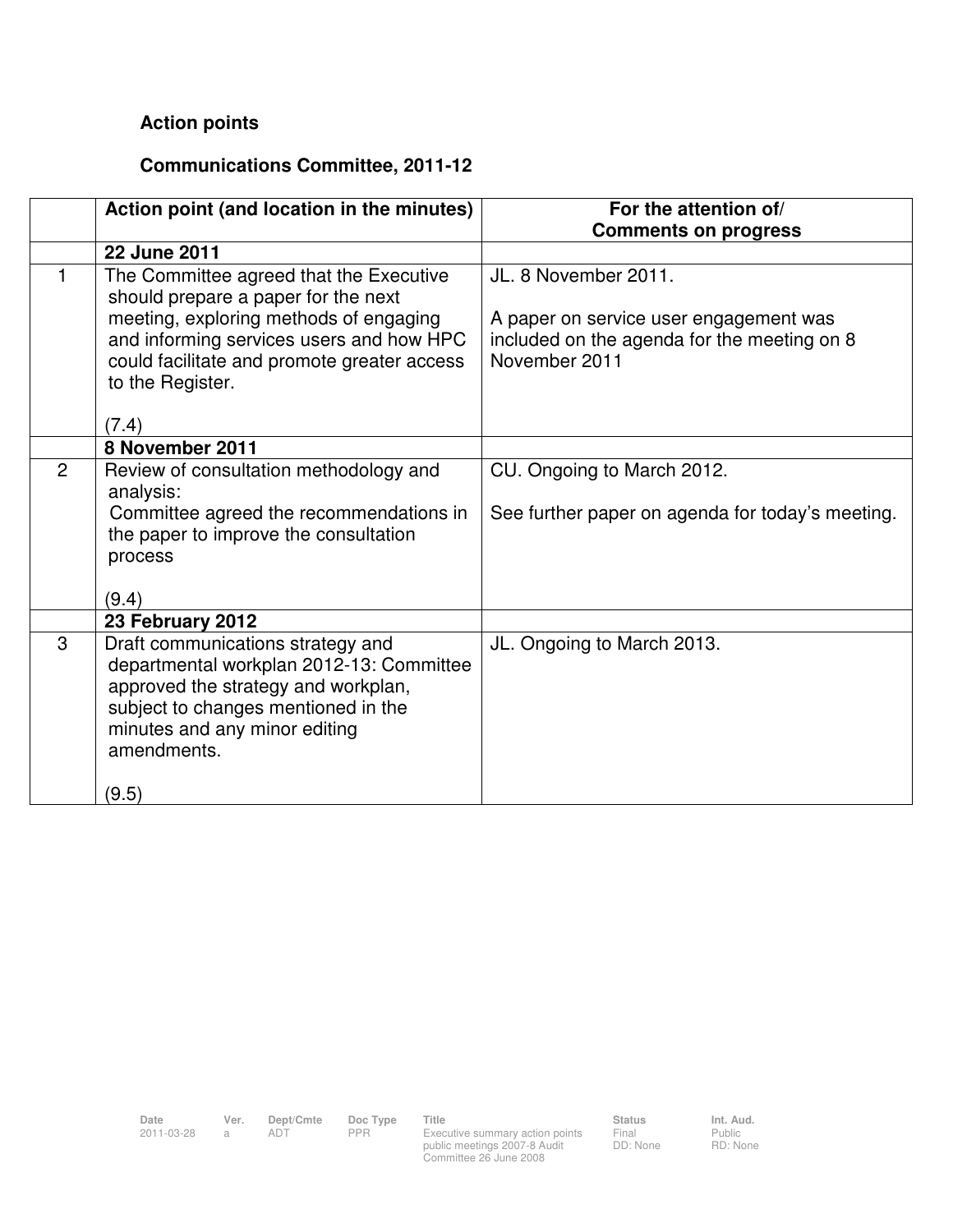**Action points**

**Communications Committee, 2011-12**

| | Action point (and location in the minutes) | For the attention of/ Comments on progress |
|---|---|---|
| | **22 June 2011** | |
| 1 | The Committee agreed that the Executive should prepare a paper for the next meeting, exploring methods of engaging and informing services users and how HPC could facilitate and promote greater access to the Register.<br><br>(7.4) | JL. 8 November 2011.<br><br>A paper on service user engagement was included on the agenda for the meeting on 8 November 2011 |
| | **8 November 2011** | |
| 2 | Review of consultation methodology and analysis:<br>Committee agreed the recommendations in the paper to improve the consultation process<br><br>(9.4) | CU. Ongoing to March 2012.<br><br>See further paper on agenda for today's meeting. |
| | **23 February 2012** | |
| 3 | Draft communications strategy and departmental workplan 2012-13: Committee approved the strategy and workplan, subject to changes mentioned in the minutes and any minor editing amendments.<br><br>(9.5) | JL. Ongoing to March 2013. |